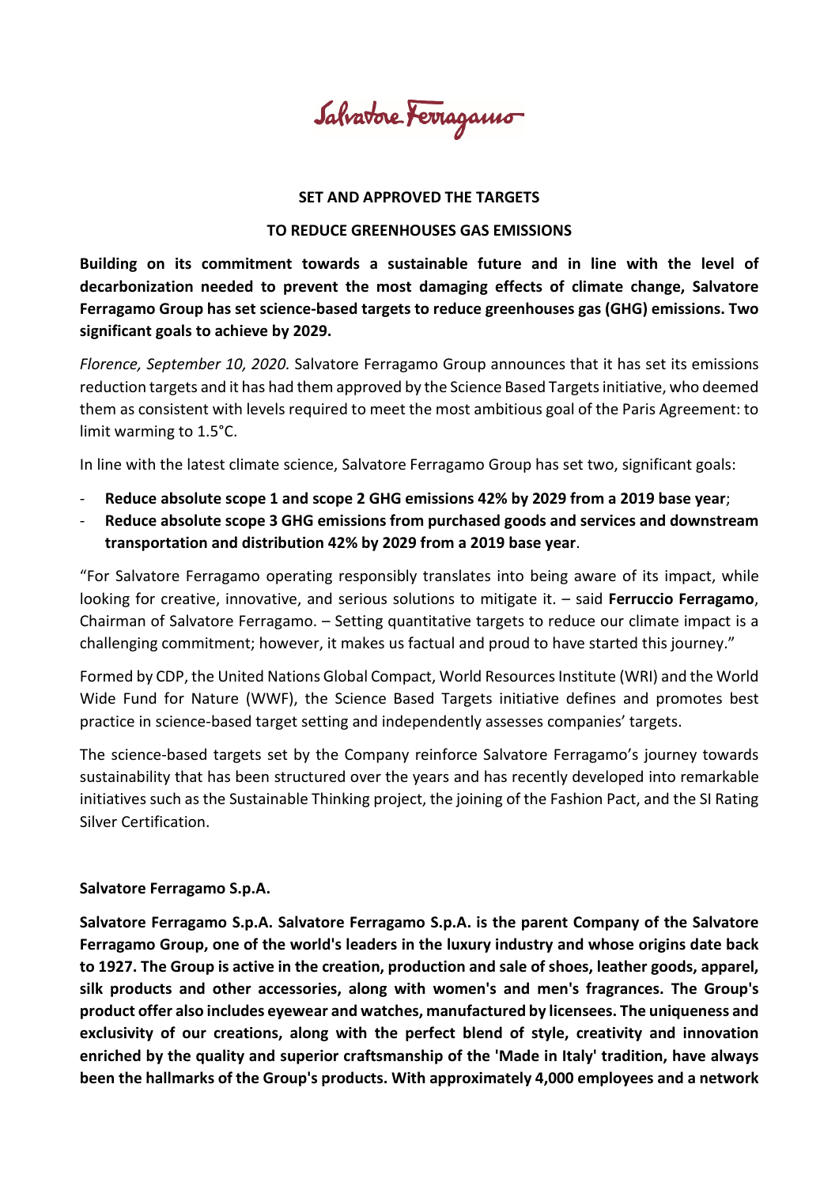Salvatore Ferragamo

**SET AND APPROVED THE TARGETS**

**TO REDUCE GREENHOUSES GAS EMISSIONS**

**Building on its commitment towards a sustainable future and in line with the level of decarbonization needed to prevent the most damaging effects of climate change, Salvatore Ferragamo Group has set science-based targets to reduce greenhouses gas (GHG) emissions. Two significant goals to achieve by 2029.**

*Florence, September 10, 2020.* Salvatore Ferragamo Group announces that it has set its emissions reduction targets and it has had them approved by the Science Based Targets initiative, who deemed them as consistent with levels required to meet the most ambitious goal of the Paris Agreement: to limit warming to 1.5°C.

In line with the latest climate science, Salvatore Ferragamo Group has set two, significant goals:

- **Reduce absolute scope 1 and scope 2 GHG emissions 42% by 2029 from a 2019 base year**;
- **Reduce absolute scope 3 GHG emissions from purchased goods and services and downstream transportation and distribution 42% by 2029 from a 2019 base year**.

"For Salvatore Ferragamo operating responsibly translates into being aware of its impact, while looking for creative, innovative, and serious solutions to mitigate it. – said **Ferruccio Ferragamo**, Chairman of Salvatore Ferragamo. – Setting quantitative targets to reduce our climate impact is a challenging commitment; however, it makes us factual and proud to have started this journey."

Formed by CDP, the United Nations Global Compact, World Resources Institute (WRI) and the World Wide Fund for Nature (WWF), the Science Based Targets initiative defines and promotes best practice in science-based target setting and independently assesses companies' targets.

The science-based targets set by the Company reinforce Salvatore Ferragamo's journey towards sustainability that has been structured over the years and has recently developed into remarkable initiatives such as the Sustainable Thinking project, the joining of the Fashion Pact, and the SI Rating Silver Certification.

**Salvatore Ferragamo S.p.A.**

**Salvatore Ferragamo S.p.A. Salvatore Ferragamo S.p.A. is the parent Company of the Salvatore Ferragamo Group, one of the world's leaders in the luxury industry and whose origins date back to 1927. The Group is active in the creation, production and sale of shoes, leather goods, apparel, silk products and other accessories, along with women's and men's fragrances. The Group's product offer also includes eyewear and watches, manufactured by licensees. The uniqueness and exclusivity of our creations, along with the perfect blend of style, creativity and innovation enriched by the quality and superior craftsmanship of the 'Made in Italy' tradition, have always been the hallmarks of the Group's products. With approximately 4,000 employees and a network**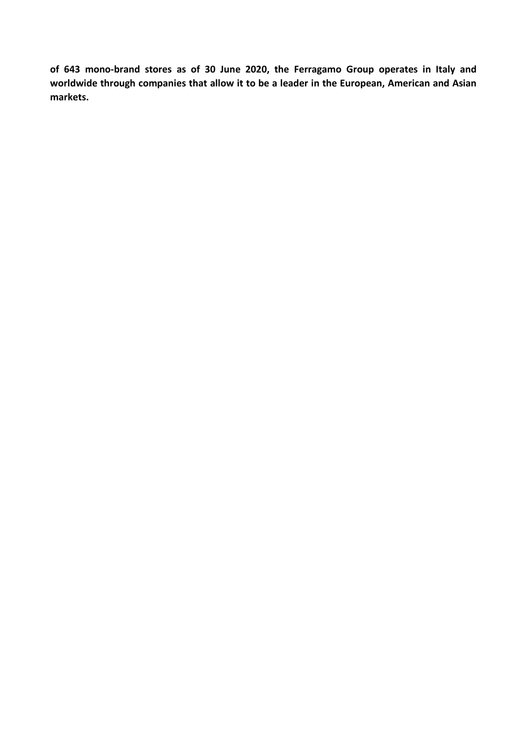**of 643 mono-brand stores as of 30 June 2020, the Ferragamo Group operates in Italy and worldwide through companies that allow it to be a leader in the European, American and Asian markets.**